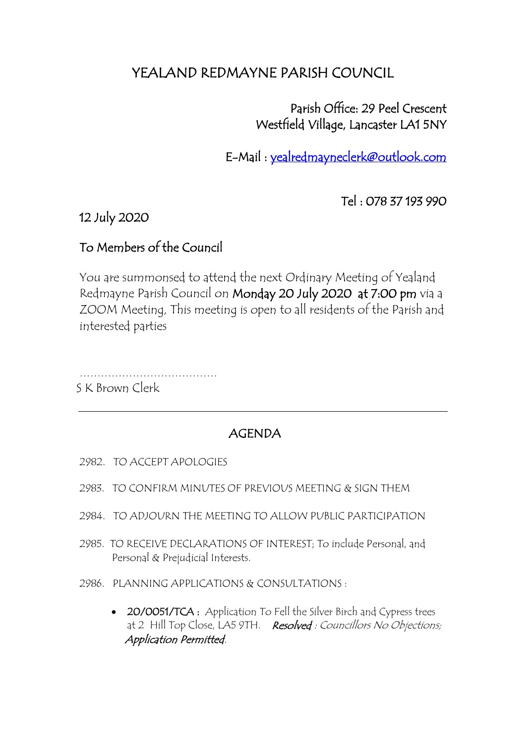# YEALAND REDMAYNE PARISH COUNCIL

Parish Office: 29 Peel Crescent
Westfield Village, Lancaster LA1 5NY

E-Mail : yealredmayneclerk@outlook.com

Tel : 078 37 193 990

12 July 2020

To Members of the Council

You are summonsed to attend the next Ordinary Meeting of Yealand Redmayne Parish Council on **Monday 20 July 2020 at 7:00 pm** via a ZOOM Meeting, This meeting is open to all residents of the Parish and interested parties

……………………………….
S K Brown Clerk

---

## AGENDA

2982. TO ACCEPT APOLOGIES

2983. TO CONFIRM MINUTES OF PREVIOUS MEETING & SIGN THEM

2984. TO ADJOURN THE MEETING TO ALLOW PUBLIC PARTICIPATION

2985. TO RECEIVE DECLARATIONS OF INTEREST; To include Personal, and Personal & Prejudicial Interests.

2986. PLANNING APPLICATIONS & CONSULTATIONS :

- **20/0051/TCA :** Application To Fell the Silver Birch and Cypress trees at 2 Hill Top Close, LA5 9TH. ***Resolved** : Councillors No Objections;* ***Application Permitted**.*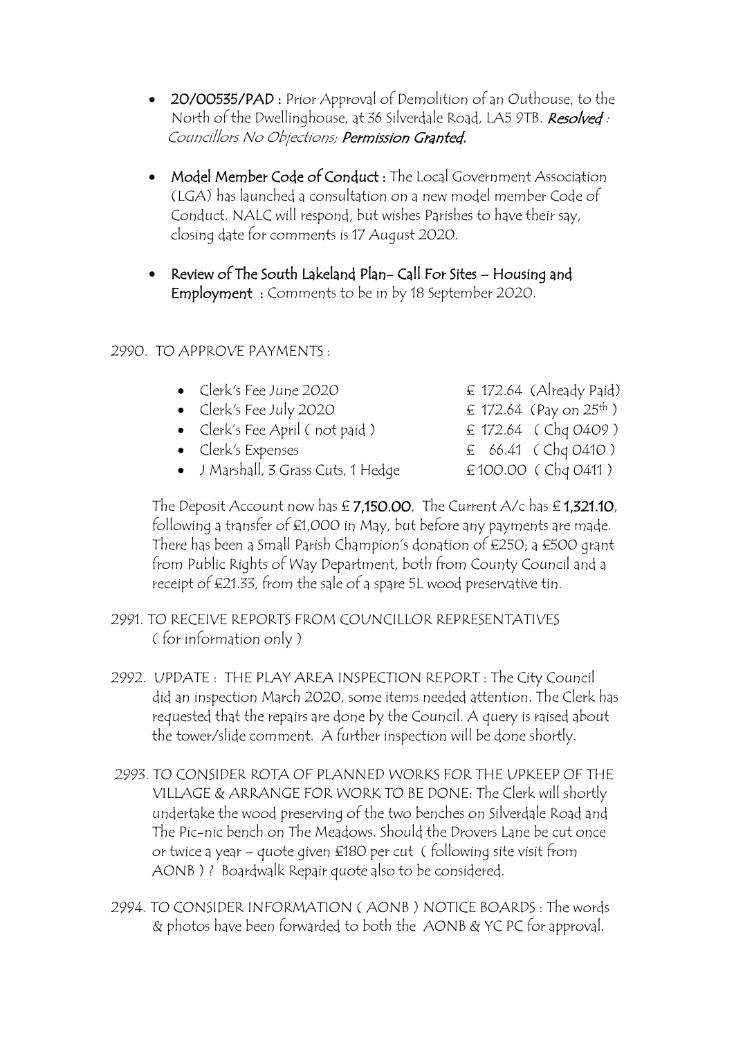- **20/00535/PAD :** Prior Approval of Demolition of an Outhouse, to the North of the Dwellinghouse, at 36 Silverdale Road, LA5 9TB. ***Resolved*** *: Councillors No Objections;* ***Permission Granted.***

- **Model Member Code of Conduct :** The Local Government Association (LGA) has launched a consultation on a new model member Code of Conduct. NALC will respond, but wishes Parishes to have their say, closing date for comments is 17 August 2020.

- **Review of The South Lakeland Plan- Call For Sites – Housing and Employment :** Comments to be in by 18 September 2020.

2990. TO APPROVE PAYMENTS :

| | |
|---|---|
| • Clerk's Fee June 2020 | £ 172.64 (Already Paid) |
| • Clerk's Fee July 2020 | £ 172.64 (Pay on 25th ) |
| • Clerk's Fee April ( not paid ) | £ 172.64 ( Chq 0409 ) |
| • Clerk's Expenses | £ 66.41 ( Chq 0410 ) |
| • J Marshall, 3 Grass Cuts, 1 Hedge | £ 100.00 ( Chq 0411 ) |

The Deposit Account now has £ **7,150.00**, The Current A/c has £ **1,321.10**, following a transfer of £1,000 in May, but before any payments are made. There has been a Small Parish Champion's donation of £250; a £500 grant from Public Rights of Way Department, both from County Council and a receipt of £21.33, from the sale of a spare 5L wood preservative tin.

2991. TO RECEIVE REPORTS FROM COUNCILLOR REPRESENTATIVES ( for information only )

2992. UPDATE : THE PLAY AREA INSPECTION REPORT : The City Council did an inspection March 2020, some items needed attention. The Clerk has requested that the repairs are done by the Council. A query is raised about the tower/slide comment. A further inspection will be done shortly.

2993. TO CONSIDER ROTA OF PLANNED WORKS FOR THE UPKEEP OF THE VILLAGE & ARRANGE FOR WORK TO BE DONE: The Clerk will shortly undertake the wood preserving of the two benches on Silverdale Road and The Pic-nic bench on The Meadows. Should the Drovers Lane be cut once or twice a year – quote given £180 per cut ( following site visit from AONB ) ? Boardwalk Repair quote also to be considered.

2994. TO CONSIDER INFORMATION ( AONB ) NOTICE BOARDS : The words & photos have been forwarded to both the AONB & YC PC for approval.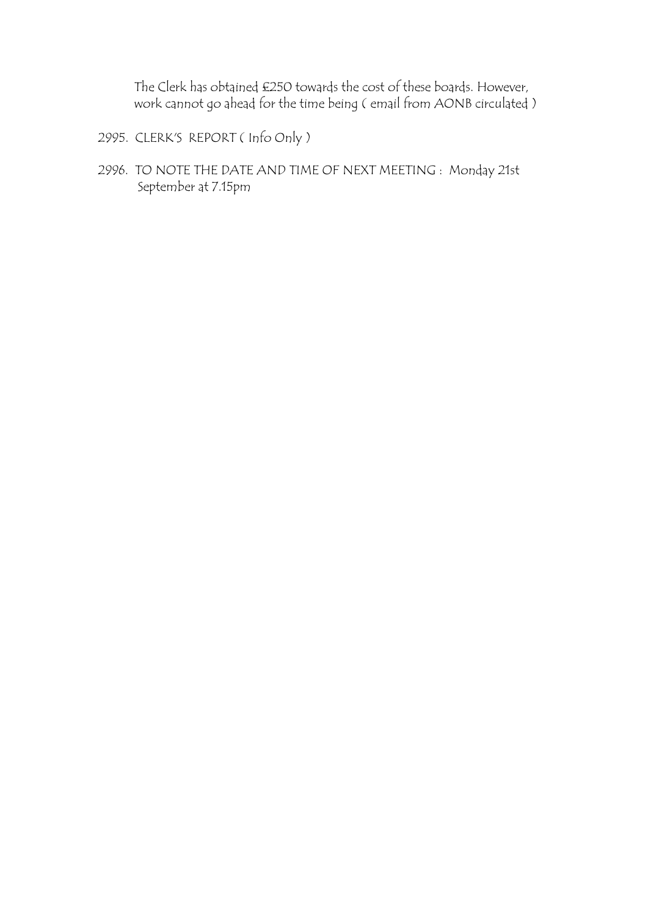The Clerk has obtained £250 towards the cost of these boards. However, work cannot go ahead for the time being ( email from AONB circulated )

2995. CLERK'S REPORT ( Info Only )

2996. TO NOTE THE DATE AND TIME OF NEXT MEETING : Monday 21st September at 7.15pm